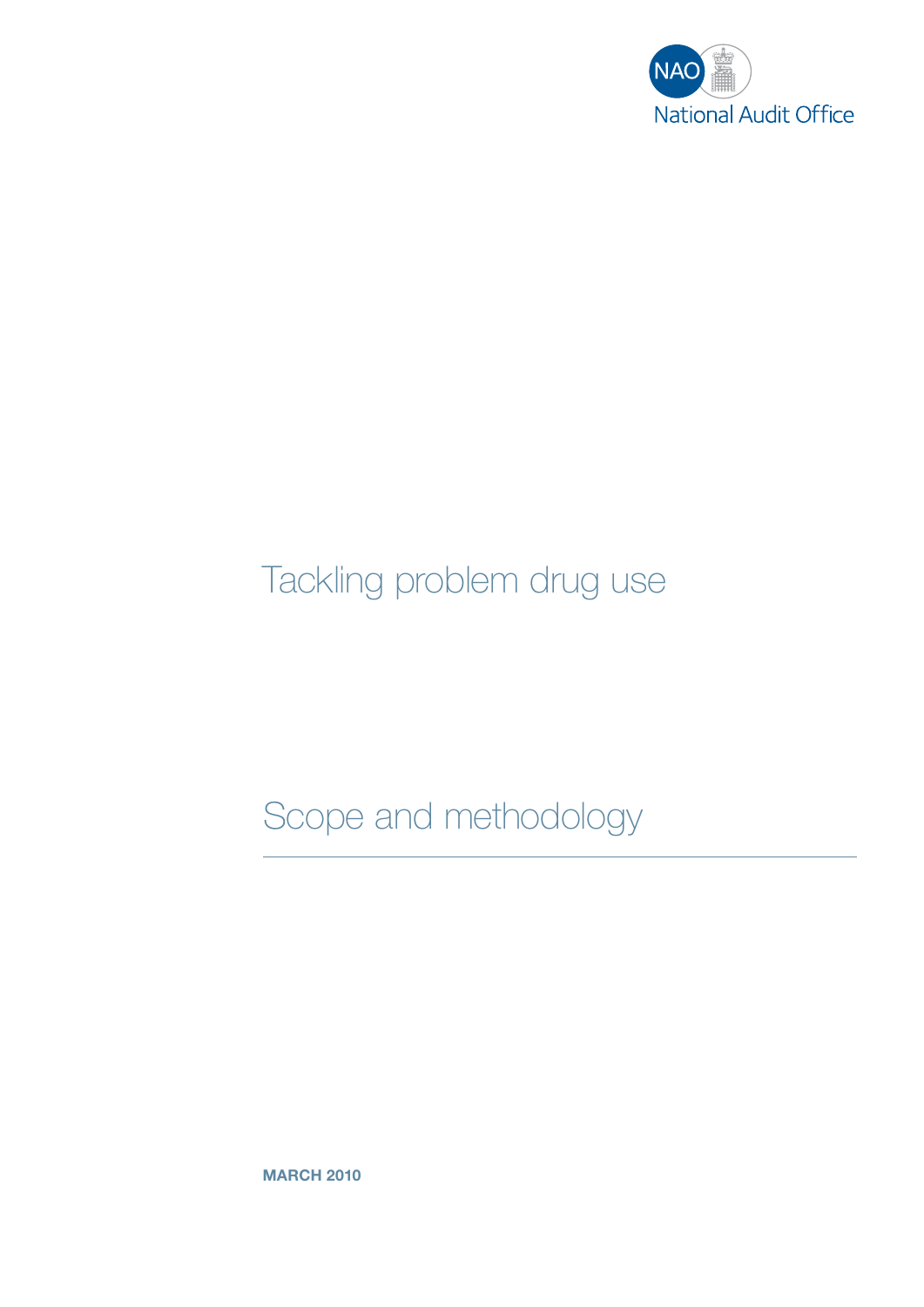NAO

National Audit Office

# Tackling problem drug use

## Scope and methodology

**MARCH 2010**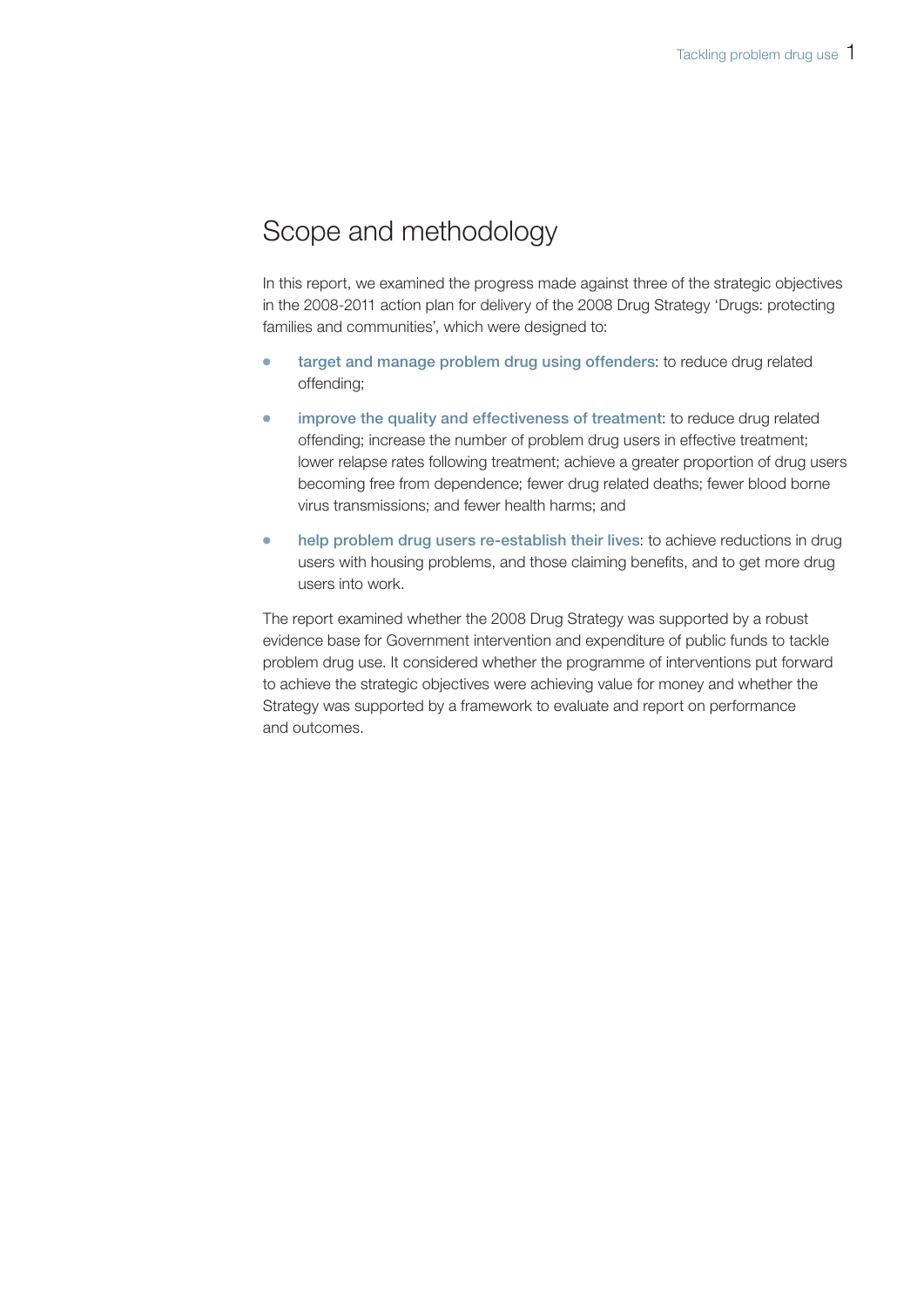## Scope and methodology

In this report, we examined the progress made against three of the strategic objectives in the 2008-2011 action plan for delivery of the 2008 Drug Strategy 'Drugs: protecting families and communities', which were designed to:

- **target and manage problem drug using offenders**: to reduce drug related offending;
- **improve the quality and effectiveness of treatment**: to reduce drug related offending; increase the number of problem drug users in effective treatment; lower relapse rates following treatment; achieve a greater proportion of drug users becoming free from dependence; fewer drug related deaths; fewer blood borne virus transmissions; and fewer health harms; and
- **help problem drug users re-establish their lives**: to achieve reductions in drug users with housing problems, and those claiming benefits, and to get more drug users into work.

The report examined whether the 2008 Drug Strategy was supported by a robust evidence base for Government intervention and expenditure of public funds to tackle problem drug use. It considered whether the programme of interventions put forward to achieve the strategic objectives were achieving value for money and whether the Strategy was supported by a framework to evaluate and report on performance and outcomes.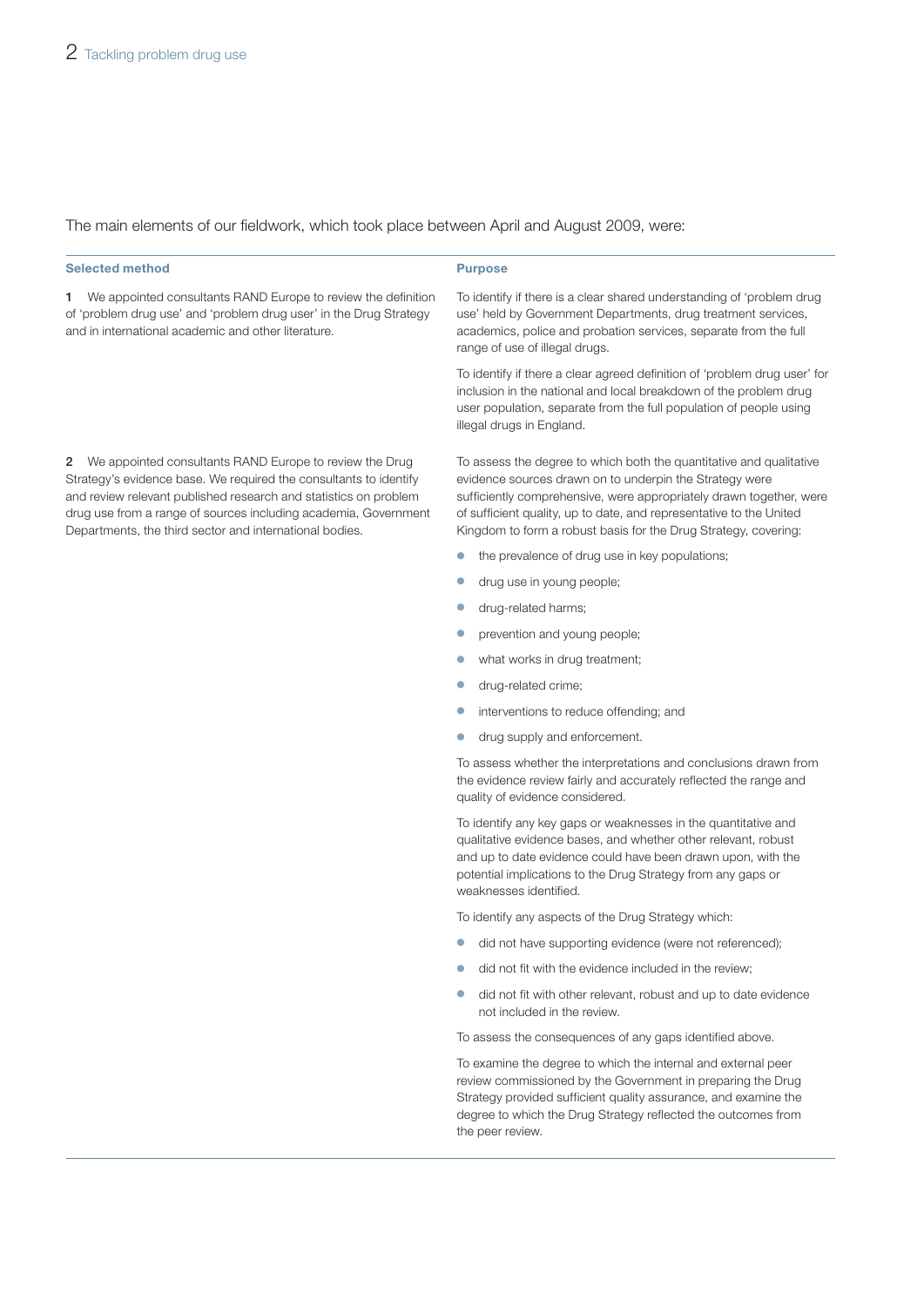The main elements of our fieldwork, which took place between April and August 2009, were:

| Selected method | Purpose |
| --- | --- |
| 1 We appointed consultants RAND Europe to review the definition of 'problem drug use' and 'problem drug user' in the Drug Strategy and in international academic and other literature. | To identify if there is a clear shared understanding of 'problem drug use' held by Government Departments, drug treatment services, academics, police and probation services, separate from the full range of use of illegal drugs.<br><br>To identify if there a clear agreed definition of 'problem drug user' for inclusion in the national and local breakdown of the problem drug user population, separate from the full population of people using illegal drugs in England. |
| 2 We appointed consultants RAND Europe to review the Drug Strategy's evidence base. We required the consultants to identify and review relevant published research and statistics on problem drug use from a range of sources including academia, Government Departments, the third sector and international bodies. | To assess the degree to which both the quantitative and qualitative evidence sources drawn on to underpin the Strategy were sufficiently comprehensive, were appropriately drawn together, were of sufficient quality, up to date, and representative to the United Kingdom to form a robust basis for the Drug Strategy, covering:<br>• the prevalence of drug use in key populations;<br>• drug use in young people;<br>• drug-related harms;<br>• prevention and young people;<br>• what works in drug treatment;<br>• drug-related crime;<br>• interventions to reduce offending; and<br>• drug supply and enforcement.<br><br>To assess whether the interpretations and conclusions drawn from the evidence review fairly and accurately reflected the range and quality of evidence considered.<br><br>To identify any key gaps or weaknesses in the quantitative and qualitative evidence bases, and whether other relevant, robust and up to date evidence could have been drawn upon, with the potential implications to the Drug Strategy from any gaps or weaknesses identified.<br><br>To identify any aspects of the Drug Strategy which:<br>• did not have supporting evidence (were not referenced);<br>• did not fit with the evidence included in the review;<br>• did not fit with other relevant, robust and up to date evidence not included in the review.<br><br>To assess the consequences of any gaps identified above.<br><br>To examine the degree to which the internal and external peer review commissioned by the Government in preparing the Drug Strategy provided sufficient quality assurance, and examine the degree to which the Drug Strategy reflected the outcomes from the peer review. |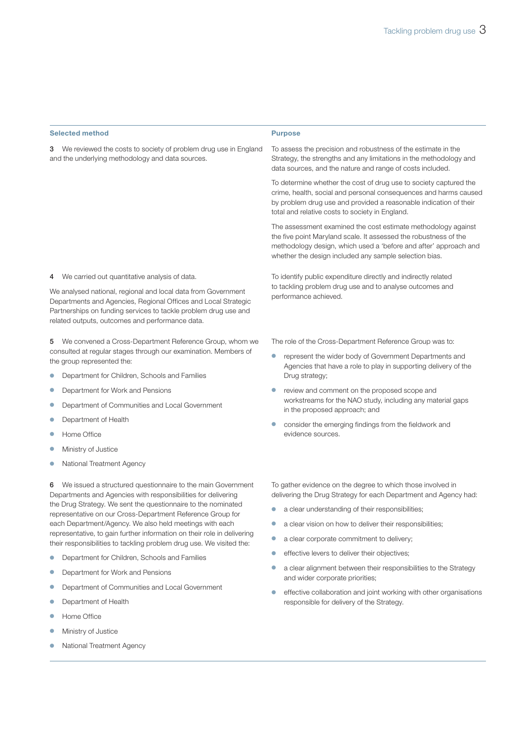| Selected method | Purpose |
|---|---|
| **3** We reviewed the costs to society of problem drug use in England and the underlying methodology and data sources. | To assess the precision and robustness of the estimate in the Strategy, the strengths and any limitations in the methodology and data sources, and the nature and range of costs included.<br><br>To determine whether the cost of drug use to society captured the crime, health, social and personal consequences and harms caused by problem drug use and provided a reasonable indication of their total and relative costs to society in England.<br><br>The assessment examined the cost estimate methodology against the five point Maryland scale. It assessed the robustness of the methodology design, which used a 'before and after' approach and whether the design included any sample selection bias. |
| **4** We carried out quantitative analysis of data.<br><br>We analysed national, regional and local data from Government Departments and Agencies, Regional Offices and Local Strategic Partnerships on funding services to tackle problem drug use and related outputs, outcomes and performance data. | To identify public expenditure directly and indirectly related to tackling problem drug use and to analyse outcomes and performance achieved. |
| **5** We convened a Cross-Department Reference Group, whom we consulted at regular stages through our examination. Members of the group represented the:<br>• Department for Children, Schools and Families<br>• Department for Work and Pensions<br>• Department of Communities and Local Government<br>• Department of Health<br>• Home Office<br>• Ministry of Justice<br>• National Treatment Agency | The role of the Cross-Department Reference Group was to:<br>• represent the wider body of Government Departments and Agencies that have a role to play in supporting delivery of the Drug strategy;<br>• review and comment on the proposed scope and workstreams for the NAO study, including any material gaps in the proposed approach; and<br>• consider the emerging findings from the fieldwork and evidence sources. |
| **6** We issued a structured questionnaire to the main Government Departments and Agencies with responsibilities for delivering the Drug Strategy. We sent the questionnaire to the nominated representative on our Cross-Department Reference Group for each Department/Agency. We also held meetings with each representative, to gain further information on their role in delivering their responsibilities to tackling problem drug use. We visited the:<br>• Department for Children, Schools and Families<br>• Department for Work and Pensions<br>• Department of Communities and Local Government<br>• Department of Health<br>• Home Office<br>• Ministry of Justice<br>• National Treatment Agency | To gather evidence on the degree to which those involved in delivering the Drug Strategy for each Department and Agency had:<br>• a clear understanding of their responsibilities;<br>• a clear vision on how to deliver their responsibilities;<br>• a clear corporate commitment to delivery;<br>• effective levers to deliver their objectives;<br>• a clear alignment between their responsibilities to the Strategy and wider corporate priorities;<br>• effective collaboration and joint working with other organisations responsible for delivery of the Strategy. |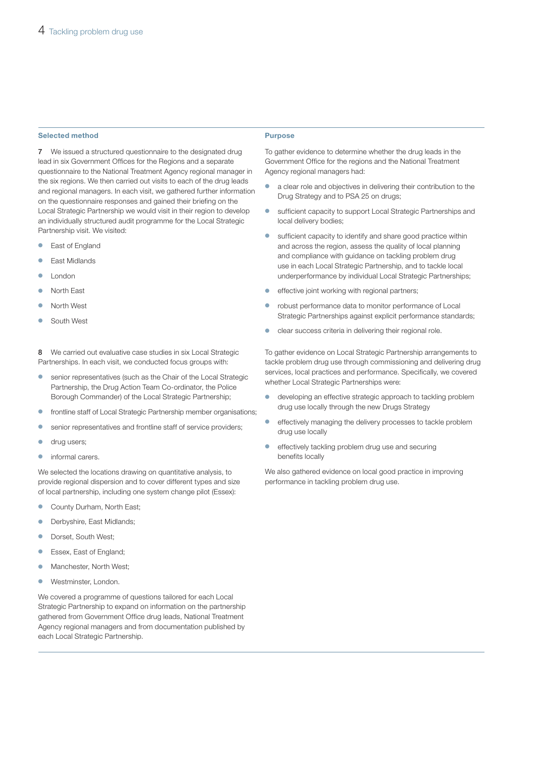| Selected method | Purpose |
| --- | --- |
| **7** We issued a structured questionnaire to the designated drug lead in six Government Offices for the Regions and a separate questionnaire to the National Treatment Agency regional manager in the six regions. We then carried out visits to each of the drug leads and regional managers. In each visit, we gathered further information on the questionnaire responses and gained their briefing on the Local Strategic Partnership we would visit in their region to develop an individually structured audit programme for the Local Strategic Partnership visit. We visited: East of England; East Midlands; London; North East; North West; South West | To gather evidence to determine whether the drug leads in the Government Office for the regions and the National Treatment Agency regional managers had: a clear role and objectives in delivering their contribution to the Drug Strategy and to PSA 25 on drugs; sufficient capacity to support Local Strategic Partnerships and local delivery bodies; sufficient capacity to identify and share good practice within and across the region, assess the quality of local planning and compliance with guidance on tackling problem drug use in each Local Strategic Partnership, and to tackle local underperformance by individual Local Strategic Partnerships; effective joint working with regional partners; robust performance data to monitor performance of Local Strategic Partnerships against explicit performance standards; clear success criteria in delivering their regional role. |
| **8** We carried out evaluative case studies in six Local Strategic Partnerships. In each visit, we conducted focus groups with: senior representatives (such as the Chair of the Local Strategic Partnership, the Drug Action Team Co-ordinator, the Police Borough Commander) of the Local Strategic Partnership; frontline staff of Local Strategic Partnership member organisations; senior representatives and frontline staff of service providers; drug users; informal carers. We selected the locations drawing on quantitative analysis, to provide regional dispersion and to cover different types and size of local partnership, including one system change pilot (Essex): County Durham, North East; Derbyshire, East Midlands; Dorset, South West; Essex, East of England; Manchester, North West; Westminster, London. We covered a programme of questions tailored for each Local Strategic Partnership to expand on information on the partnership gathered from Government Office drug leads, National Treatment Agency regional managers and from documentation published by each Local Strategic Partnership. | To gather evidence on Local Strategic Partnership arrangements to tackle problem drug use through commissioning and delivering drug services, local practices and performance. Specifically, we covered whether Local Strategic Partnerships were: developing an effective strategic approach to tackling problem drug use locally through the new Drugs Strategy; effectively managing the delivery processes to tackle problem drug use locally; effectively tackling problem drug use and securing benefits locally. We also gathered evidence on local good practice in improving performance in tackling problem drug use. |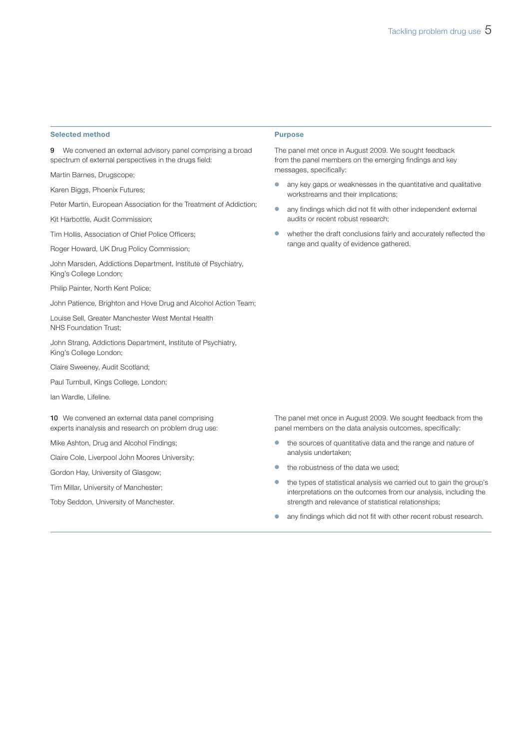| Selected method | Purpose |
| --- | --- |
| **9** We convened an external advisory panel comprising a broad spectrum of external perspectives in the drugs field:<br><br>Martin Barnes, Drugscope;<br><br>Karen Biggs, Phoenix Futures;<br><br>Peter Martin, European Association for the Treatment of Addiction;<br><br>Kit Harbottle, Audit Commission;<br><br>Tim Hollis, Association of Chief Police Officers;<br><br>Roger Howard, UK Drug Policy Commission;<br><br>John Marsden, Addictions Department, Institute of Psychiatry, King's College London;<br><br>Philip Painter, North Kent Police;<br><br>John Patience, Brighton and Hove Drug and Alcohol Action Team;<br><br>Louise Sell, Greater Manchester West Mental Health NHS Foundation Trust;<br><br>John Strang, Addictions Department, Institute of Psychiatry, King's College London;<br><br>Claire Sweeney, Audit Scotland;<br><br>Paul Turnbull, Kings College, London;<br><br>Ian Wardle, Lifeline. | The panel met once in August 2009. We sought feedback from the panel members on the emerging findings and key messages, specifically:<br><br>• any key gaps or weaknesses in the quantitative and qualitative workstreams and their implications;<br><br>• any findings which did not fit with other independent external audits or recent robust research;<br><br>• whether the draft conclusions fairly and accurately reflected the range and quality of evidence gathered. |
| **10** We convened an external data panel comprising experts inanalysis and research on problem drug use:<br><br>Mike Ashton, Drug and Alcohol Findings;<br><br>Claire Cole, Liverpool John Moores University;<br><br>Gordon Hay, University of Glasgow;<br><br>Tim Millar, University of Manchester;<br><br>Toby Seddon, University of Manchester. | The panel met once in August 2009. We sought feedback from the panel members on the data analysis outcomes, specifically:<br><br>• the sources of quantitative data and the range and nature of analysis undertaken;<br><br>• the robustness of the data we used;<br><br>• the types of statistical analysis we carried out to gain the group's interpretations on the outcomes from our analysis, including the strength and relevance of statistical relationships;<br><br>• any findings which did not fit with other recent robust research. |